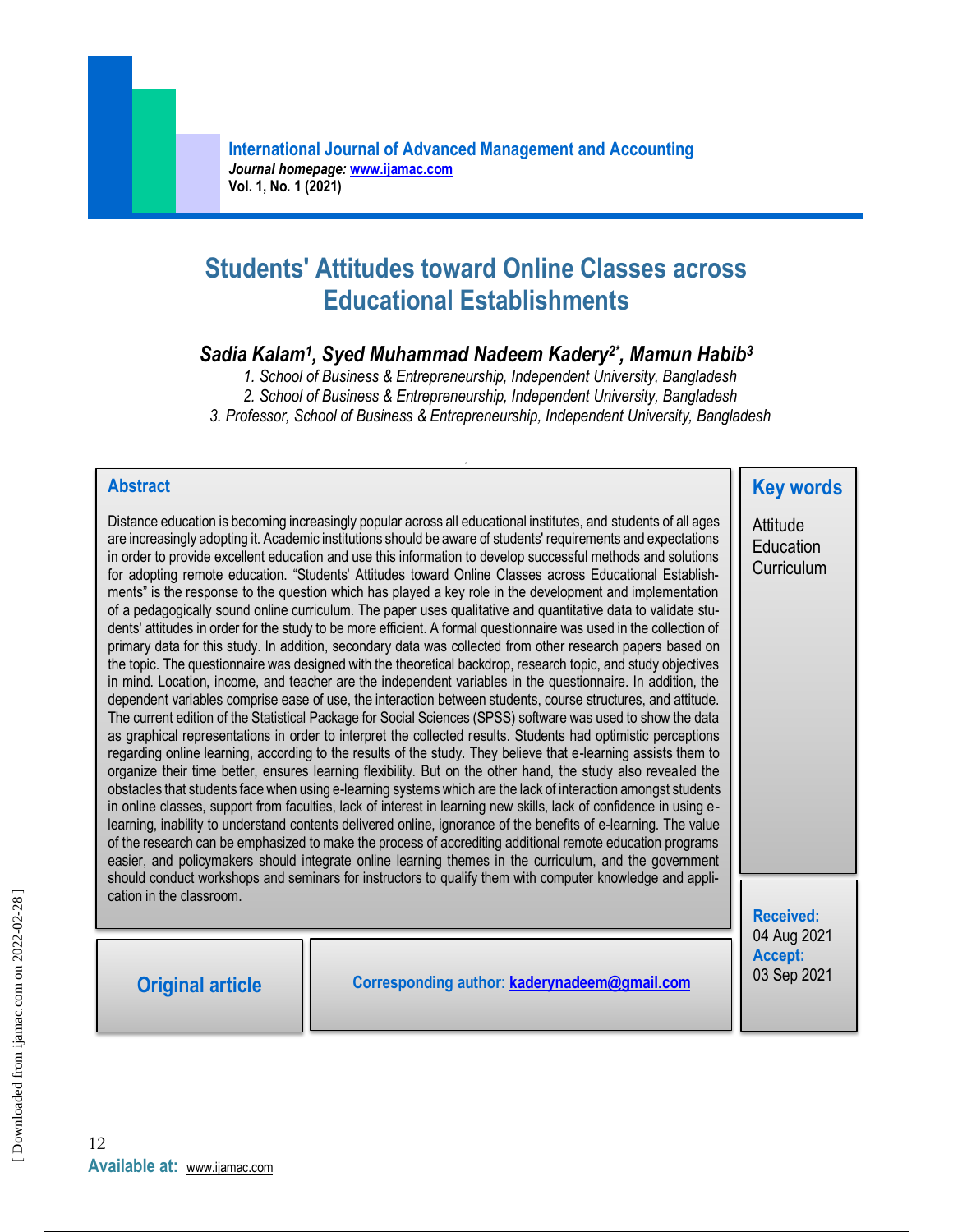# Students' Attitudes toward Online Classes across Educational Establishments

***Sadia Kalam[1], Syed Muhammad Nadeem Kadery[2*], Mamun Habib[3]***

*1. School of Business & Entrepreneurship, Independent University, Bangladesh*
*2. School of Business & Entrepreneurship, Independent University, Bangladesh*
*3. Professor, School of Business & Entrepreneurship, Independent University, Bangladesh*

## Abstract

Distance education is becoming increasingly popular across all educational institutes, and students of all ages are increasingly adopting it. Academic institutions should be aware of students' requirements and expectations in order to provide excellent education and use this information to develop successful methods and solutions for adopting remote education. "Students' Attitudes toward Online Classes across Educational Establishments" is the response to the question which has played a key role in the development and implementation of a pedagogically sound online curriculum. The paper uses qualitative and quantitative data to validate students' attitudes in order for the study to be more efficient. A formal questionnaire was used in the collection of primary data for this study. In addition, secondary data was collected from other research papers based on the topic. The questionnaire was designed with the theoretical backdrop, research topic, and study objectives in mind. Location, income, and teacher are the independent variables in the questionnaire. In addition, the dependent variables comprise ease of use, the interaction between students, course structures, and attitude. The current edition of the Statistical Package for Social Sciences (SPSS) software was used to show the data as graphical representations in order to interpret the collected results. Students had optimistic perceptions regarding online learning, according to the results of the study. They believe that e-learning assists them to organize their time better, ensures learning flexibility. But on the other hand, the study also revealed the obstacles that students face when using e-learning systems which are the lack of interaction amongst students in online classes, support from faculties, lack of interest in learning new skills, lack of confidence in using e-learning, inability to understand contents delivered online, ignorance of the benefits of e-learning. The value of the research can be emphasized to make the process of accrediting additional remote education programs easier, and policymakers should integrate online learning themes in the curriculum, and the government should conduct workshops and seminars for instructors to qualify them with computer knowledge and application in the classroom.

## Key words

Attitude
Education
Curriculum

**Received:** 04 Aug 2021
**Accept:** 03 Sep 2021

**Original article**

**Corresponding author:** kaderynadeem@gmail.com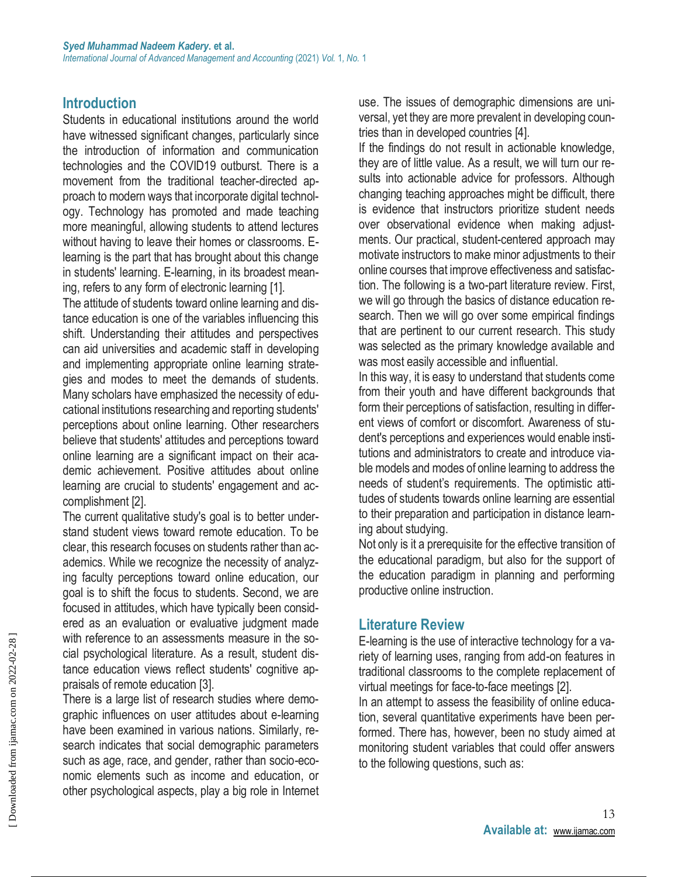## Introduction

Students in educational institutions around the world have witnessed significant changes, particularly since the introduction of information and communication technologies and the COVID19 outburst. There is a movement from the traditional teacher-directed approach to modern ways that incorporate digital technology. Technology has promoted and made teaching more meaningful, allowing students to attend lectures without having to leave their homes or classrooms. E-learning is the part that has brought about this change in students' learning. E-learning, in its broadest meaning, refers to any form of electronic learning [1].

The attitude of students toward online learning and distance education is one of the variables influencing this shift. Understanding their attitudes and perspectives can aid universities and academic staff in developing and implementing appropriate online learning strategies and modes to meet the demands of students. Many scholars have emphasized the necessity of educational institutions researching and reporting students' perceptions about online learning. Other researchers believe that students' attitudes and perceptions toward online learning are a significant impact on their academic achievement. Positive attitudes about online learning are crucial to students' engagement and accomplishment [2].

The current qualitative study's goal is to better understand student views toward remote education. To be clear, this research focuses on students rather than academics. While we recognize the necessity of analyzing faculty perceptions toward online education, our goal is to shift the focus to students. Second, we are focused in attitudes, which have typically been considered as an evaluation or evaluative judgment made with reference to an assessments measure in the social psychological literature. As a result, student distance education views reflect students' cognitive appraisals of remote education [3].

There is a large list of research studies where demographic influences on user attitudes about e-learning have been examined in various nations. Similarly, research indicates that social demographic parameters such as age, race, and gender, rather than socio-economic elements such as income and education, or other psychological aspects, play a big role in Internet use. The issues of demographic dimensions are universal, yet they are more prevalent in developing countries than in developed countries [4].

If the findings do not result in actionable knowledge, they are of little value. As a result, we will turn our results into actionable advice for professors. Although changing teaching approaches might be difficult, there is evidence that instructors prioritize student needs over observational evidence when making adjustments. Our practical, student-centered approach may motivate instructors to make minor adjustments to their online courses that improve effectiveness and satisfaction. The following is a two-part literature review. First, we will go through the basics of distance education research. Then we will go over some empirical findings that are pertinent to our current research. This study was selected as the primary knowledge available and was most easily accessible and influential.

In this way, it is easy to understand that students come from their youth and have different backgrounds that form their perceptions of satisfaction, resulting in different views of comfort or discomfort. Awareness of student's perceptions and experiences would enable institutions and administrators to create and introduce viable models and modes of online learning to address the needs of student's requirements. The optimistic attitudes of students towards online learning are essential to their preparation and participation in distance learning about studying.

Not only is it a prerequisite for the effective transition of the educational paradigm, but also for the support of the education paradigm in planning and performing productive online instruction.

## Literature Review

E-learning is the use of interactive technology for a variety of learning uses, ranging from add-on features in traditional classrooms to the complete replacement of virtual meetings for face-to-face meetings [2].

In an attempt to assess the feasibility of online education, several quantitative experiments have been performed. There has, however, been no study aimed at monitoring student variables that could offer answers to the following questions, such as: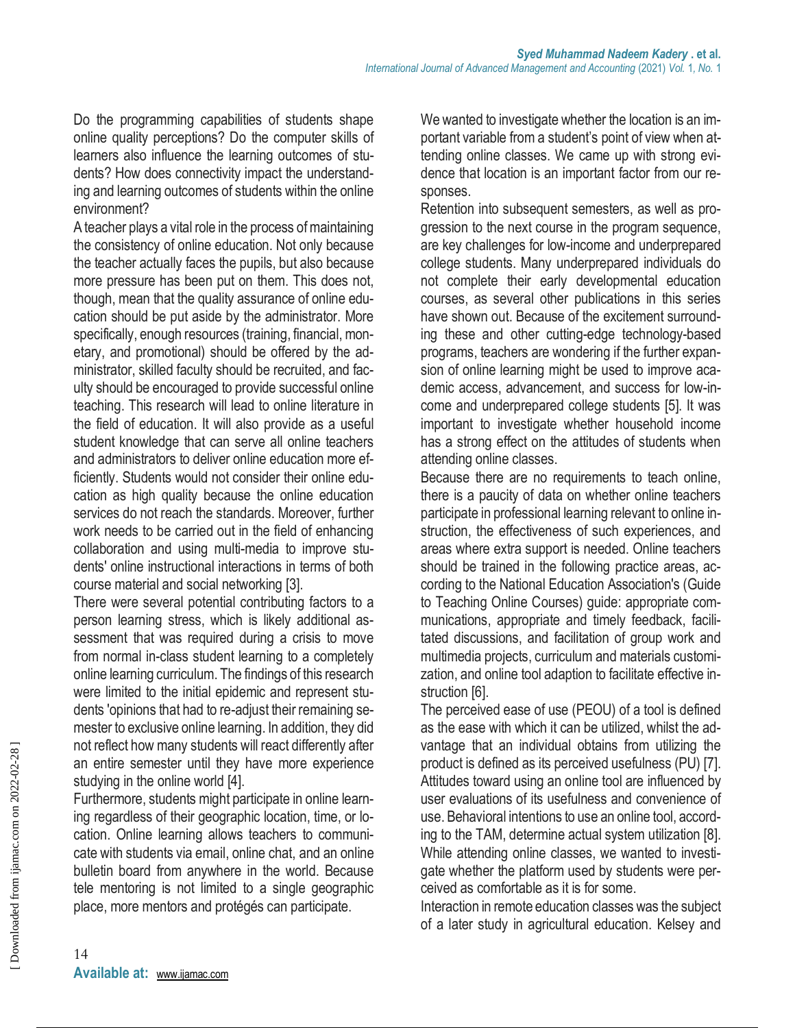Do the programming capabilities of students shape online quality perceptions? Do the computer skills of learners also influence the learning outcomes of students? How does connectivity impact the understanding and learning outcomes of students within the online environment?

A teacher plays a vital role in the process of maintaining the consistency of online education. Not only because the teacher actually faces the pupils, but also because more pressure has been put on them. This does not, though, mean that the quality assurance of online education should be put aside by the administrator. More specifically, enough resources (training, financial, monetary, and promotional) should be offered by the administrator, skilled faculty should be recruited, and faculty should be encouraged to provide successful online teaching. This research will lead to online literature in the field of education. It will also provide as a useful student knowledge that can serve all online teachers and administrators to deliver online education more efficiently. Students would not consider their online education as high quality because the online education services do not reach the standards. Moreover, further work needs to be carried out in the field of enhancing collaboration and using multi-media to improve students' online instructional interactions in terms of both course material and social networking [3].

There were several potential contributing factors to a person learning stress, which is likely additional assessment that was required during a crisis to move from normal in-class student learning to a completely online learning curriculum. The findings of this research were limited to the initial epidemic and represent students 'opinions that had to re-adjust their remaining semester to exclusive online learning. In addition, they did not reflect how many students will react differently after an entire semester until they have more experience studying in the online world [4].

Furthermore, students might participate in online learning regardless of their geographic location, time, or location. Online learning allows teachers to communicate with students via email, online chat, and an online bulletin board from anywhere in the world. Because tele mentoring is not limited to a single geographic place, more mentors and protégés can participate.

We wanted to investigate whether the location is an important variable from a student's point of view when attending online classes. We came up with strong evidence that location is an important factor from our responses.

Retention into subsequent semesters, as well as progression to the next course in the program sequence, are key challenges for low-income and underprepared college students. Many underprepared individuals do not complete their early developmental education courses, as several other publications in this series have shown out. Because of the excitement surrounding these and other cutting-edge technology-based programs, teachers are wondering if the further expansion of online learning might be used to improve academic access, advancement, and success for low-income and underprepared college students [5]. It was important to investigate whether household income has a strong effect on the attitudes of students when attending online classes.

Because there are no requirements to teach online, there is a paucity of data on whether online teachers participate in professional learning relevant to online instruction, the effectiveness of such experiences, and areas where extra support is needed. Online teachers should be trained in the following practice areas, according to the National Education Association's (Guide to Teaching Online Courses) guide: appropriate communications, appropriate and timely feedback, facilitated discussions, and facilitation of group work and multimedia projects, curriculum and materials customization, and online tool adaption to facilitate effective instruction [6].

The perceived ease of use (PEOU) of a tool is defined as the ease with which it can be utilized, whilst the advantage that an individual obtains from utilizing the product is defined as its perceived usefulness (PU) [7]. Attitudes toward using an online tool are influenced by user evaluations of its usefulness and convenience of use. Behavioral intentions to use an online tool, according to the TAM, determine actual system utilization [8]. While attending online classes, we wanted to investigate whether the platform used by students were perceived as comfortable as it is for some.

Interaction in remote education classes was the subject of a later study in agricultural education. Kelsey and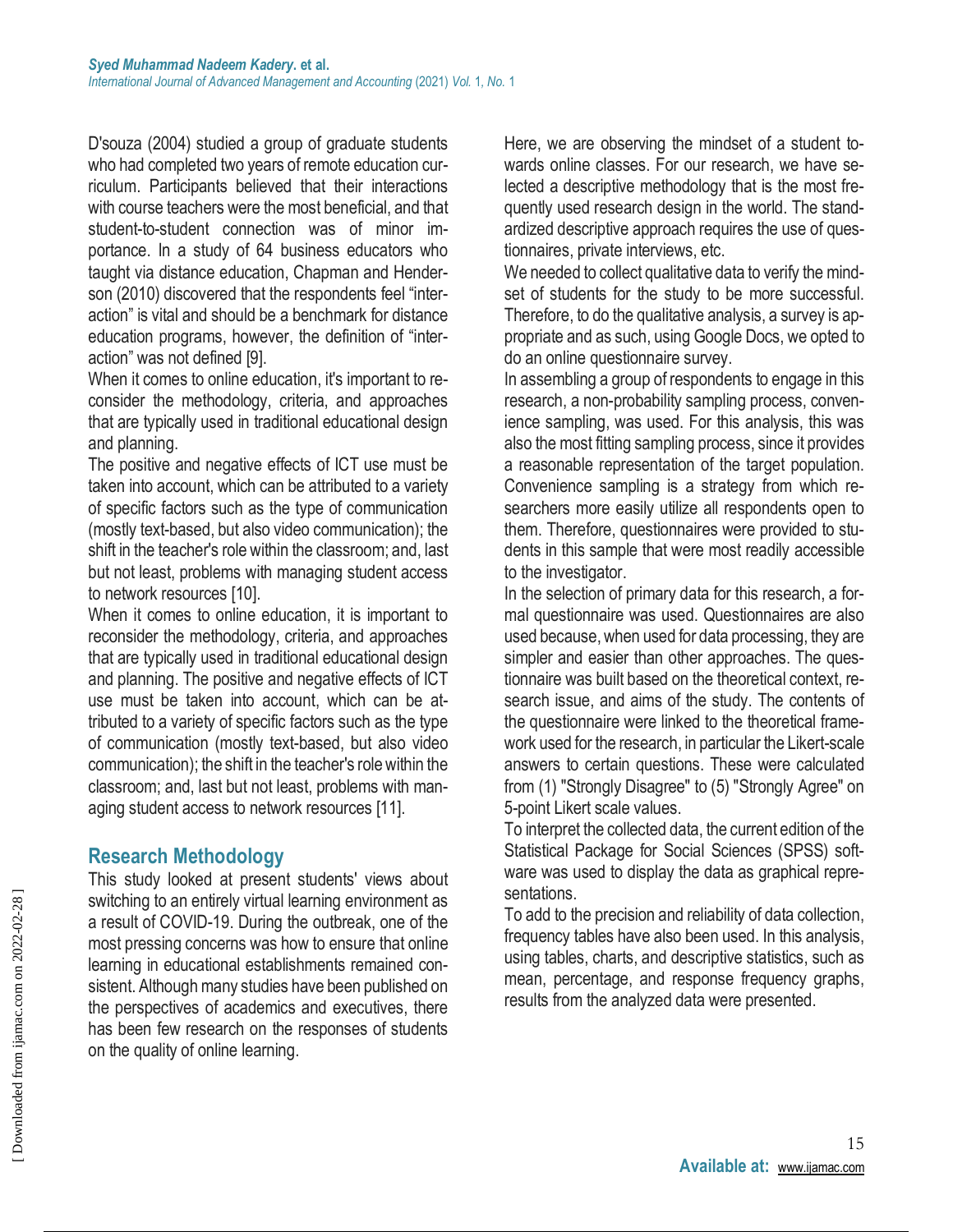D'souza (2004) studied a group of graduate students who had completed two years of remote education curriculum. Participants believed that their interactions with course teachers were the most beneficial, and that student-to-student connection was of minor importance. In a study of 64 business educators who taught via distance education, Chapman and Henderson (2010) discovered that the respondents feel "interaction" is vital and should be a benchmark for distance education programs, however, the definition of "interaction" was not defined [9].

When it comes to online education, it's important to reconsider the methodology, criteria, and approaches that are typically used in traditional educational design and planning.

The positive and negative effects of ICT use must be taken into account, which can be attributed to a variety of specific factors such as the type of communication (mostly text-based, but also video communication); the shift in the teacher's role within the classroom; and, last but not least, problems with managing student access to network resources [10].

When it comes to online education, it is important to reconsider the methodology, criteria, and approaches that are typically used in traditional educational design and planning. The positive and negative effects of ICT use must be taken into account, which can be attributed to a variety of specific factors such as the type of communication (mostly text-based, but also video communication); the shift in the teacher's role within the classroom; and, last but not least, problems with managing student access to network resources [11].

## Research Methodology

This study looked at present students' views about switching to an entirely virtual learning environment as a result of COVID-19. During the outbreak, one of the most pressing concerns was how to ensure that online learning in educational establishments remained consistent. Although many studies have been published on the perspectives of academics and executives, there has been few research on the responses of students on the quality of online learning.

Here, we are observing the mindset of a student towards online classes. For our research, we have selected a descriptive methodology that is the most frequently used research design in the world. The standardized descriptive approach requires the use of questionnaires, private interviews, etc.

We needed to collect qualitative data to verify the mindset of students for the study to be more successful. Therefore, to do the qualitative analysis, a survey is appropriate and as such, using Google Docs, we opted to do an online questionnaire survey.

In assembling a group of respondents to engage in this research, a non-probability sampling process, convenience sampling, was used. For this analysis, this was also the most fitting sampling process, since it provides a reasonable representation of the target population. Convenience sampling is a strategy from which researchers more easily utilize all respondents open to them. Therefore, questionnaires were provided to students in this sample that were most readily accessible to the investigator.

In the selection of primary data for this research, a formal questionnaire was used. Questionnaires are also used because, when used for data processing, they are simpler and easier than other approaches. The questionnaire was built based on the theoretical context, research issue, and aims of the study. The contents of the questionnaire were linked to the theoretical framework used for the research, in particular the Likert-scale answers to certain questions. These were calculated from (1) "Strongly Disagree" to (5) "Strongly Agree" on 5-point Likert scale values.

To interpret the collected data, the current edition of the Statistical Package for Social Sciences (SPSS) software was used to display the data as graphical representations.

To add to the precision and reliability of data collection, frequency tables have also been used. In this analysis, using tables, charts, and descriptive statistics, such as mean, percentage, and response frequency graphs, results from the analyzed data were presented.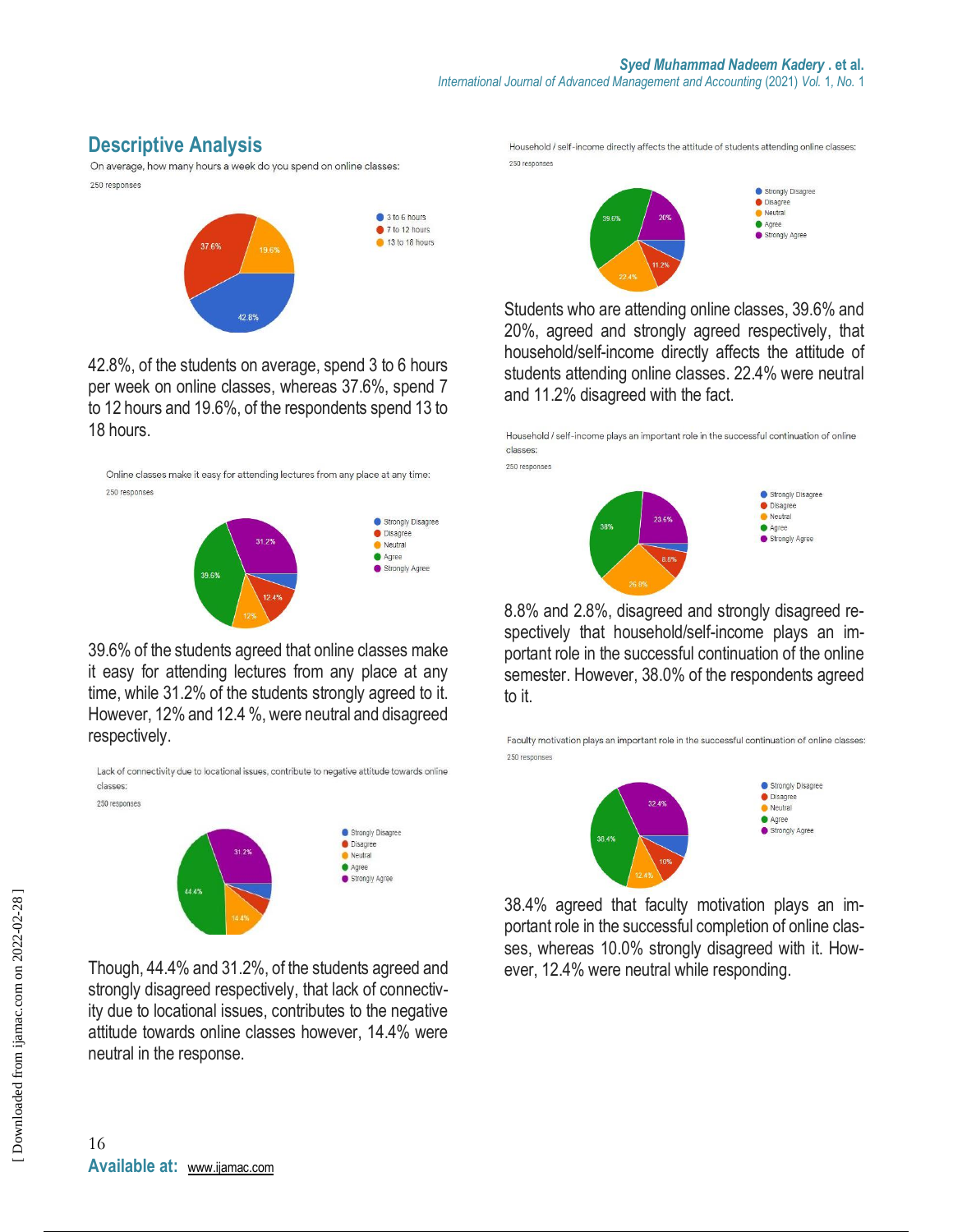## Descriptive Analysis

On average, how many hours a week do you spend on online classes:

250 responses

- 3 to 6 hours: 42.8%
- 7 to 12 hours: 37.6%
- 13 to 18 hours: 19.6%

42.8%, of the students on average, spend 3 to 6 hours per week on online classes, whereas 37.6%, spend 7 to 12 hours and 19.6%, of the respondents spend 13 to 18 hours.

Online classes make it easy for attending lectures from any place at any time:

250 responses

- Strongly Disagree
- Disagree: 12.4%
- Neutral: 12%
- Agree: 39.6%
- Strongly Agree: 31.2%

39.6% of the students agreed that online classes make it easy for attending lectures from any place at any time, while 31.2% of the students strongly agreed to it. However, 12% and 12.4 %, were neutral and disagreed respectively.

Lack of connectivity due to locational issues, contribute to negative attitude towards online classes:

250 responses

- Strongly Disagree
- Disagree
- Neutral: 14.4%
- Agree: 44.4%
- Strongly Agree: 31.2%

Though, 44.4% and 31.2%, of the students agreed and strongly disagreed respectively, that lack of connectivity due to locational issues, contributes to the negative attitude towards online classes however, 14.4% were neutral in the response.

Household / self-income directly affects the attitude of students attending online classes:

250 responses

- Strongly Disagree
- Disagree: 11.2%
- Neutral: 22.4%
- Agree: 39.6%
- Strongly Agree: 20%

Students who are attending online classes, 39.6% and 20%, agreed and strongly agreed respectively, that household/self-income directly affects the attitude of students attending online classes. 22.4% were neutral and 11.2% disagreed with the fact.

Household / self-income plays an important role in the successful continuation of online classes:

250 responses

- Strongly Disagree
- Disagree: 8.8%
- Neutral: 26.8%
- Agree: 38%
- Strongly Agree: 23.6%

8.8% and 2.8%, disagreed and strongly disagreed respectively that household/self-income plays an important role in the successful continuation of the online semester. However, 38.0% of the respondents agreed to it.

Faculty motivation plays an important role in the successful continuation of online classes:

250 responses

- Strongly Disagree
- Disagree: 10%
- Neutral: 12.4%
- Agree: 38.4%
- Strongly Agree: 32.4%

38.4% agreed that faculty motivation plays an important role in the successful completion of online classes, whereas 10.0% strongly disagreed with it. However, 12.4% were neutral while responding.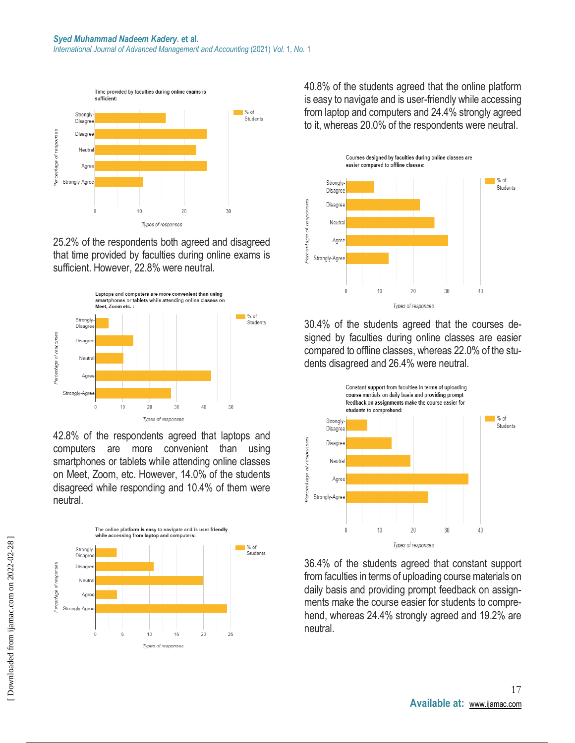Time provided by faculties during online exams is sufficient:

25.2% of the respondents both agreed and disagreed that time provided by faculties during online exams is sufficient. However, 22.8% were neutral.

Laptops and computers are more convenient than using smartphones or tablets while attending online classes on Meet, Zoom etc. :

42.8% of the respondents agreed that laptops and computers are more convenient than using smartphones or tablets while attending online classes on Meet, Zoom, etc. However, 14.0% of the students disagreed while responding and 10.4% of them were neutral.

The online platform is easy to navigate and is user friendly while accessing from laptop and computers:

40.8% of the students agreed that the online platform is easy to navigate and is user-friendly while accessing from laptop and computers and 24.4% strongly agreed to it, whereas 20.0% of the respondents were neutral.

Courses designed by faculties during online classes are easier compared to offline classes:

30.4% of the students agreed that the courses designed by faculties during online classes are easier compared to offline classes, whereas 22.0% of the students disagreed and 26.4% were neutral.

Constant support from faculties in terms of uploading course martials on daily basis and providing prompt feedback on assignments make the course easier for students to comprehend:

36.4% of the students agreed that constant support from faculties in terms of uploading course materials on daily basis and providing prompt feedback on assignments make the course easier for students to comprehend, whereas 24.4% strongly agreed and 19.2% are neutral.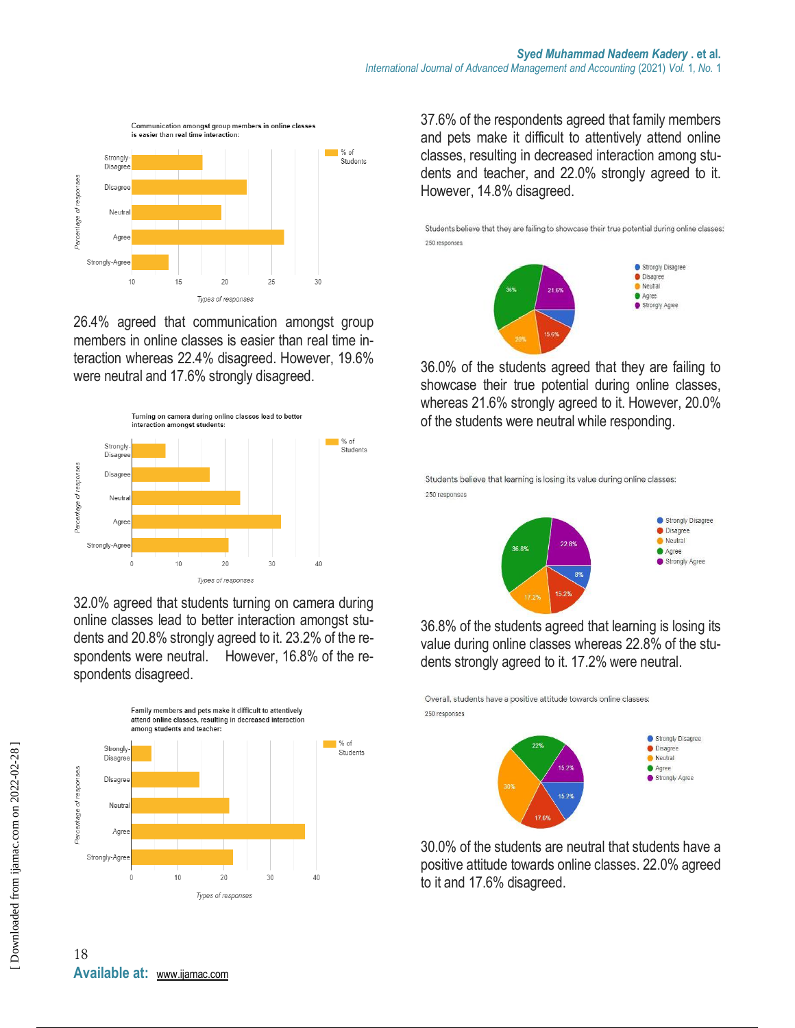Communication amongst group members in online classes is easier than real time interaction:

26.4% agreed that communication amongst group members in online classes is easier than real time interaction whereas 22.4% disagreed. However, 19.6% were neutral and 17.6% strongly disagreed.

Turning on camera during online classes lead to better interaction amongst students:

32.0% agreed that students turning on camera during online classes lead to better interaction amongst students and 20.8% strongly agreed to it. 23.2% of the respondents were neutral. However, 16.8% of the respondents disagreed.

Family members and pets make it difficult to attentively attend online classes, resulting in decreased interaction among students and teacher:

37.6% of the respondents agreed that family members and pets make it difficult to attentively attend online classes, resulting in decreased interaction among students and teacher, and 22.0% strongly agreed to it. However, 14.8% disagreed.

Students believe that they are failing to showcase their true potential during online classes:

250 responses

36.0% of the students agreed that they are failing to showcase their true potential during online classes, whereas 21.6% strongly agreed to it. However, 20.0% of the students were neutral while responding.

Students believe that learning is losing its value during online classes:

250 responses

36.8% of the students agreed that learning is losing its value during online classes whereas 22.8% of the students strongly agreed to it. 17.2% were neutral.

Overall, students have a positive attitude towards online classes:

250 responses

30.0% of the students are neutral that students have a positive attitude towards online classes. 22.0% agreed to it and 17.6% disagreed.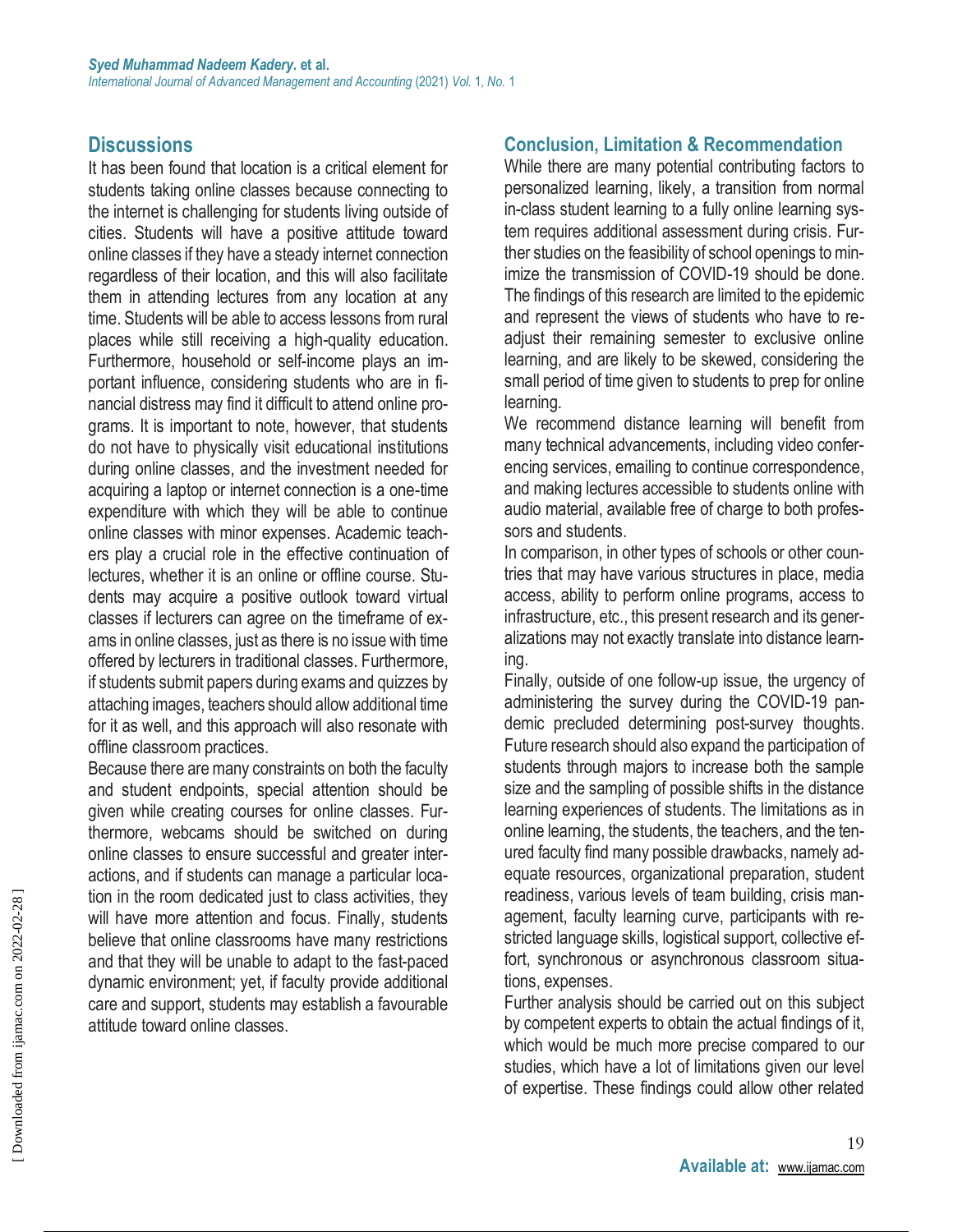## Discussions

It has been found that location is a critical element for students taking online classes because connecting to the internet is challenging for students living outside of cities. Students will have a positive attitude toward online classes if they have a steady internet connection regardless of their location, and this will also facilitate them in attending lectures from any location at any time. Students will be able to access lessons from rural places while still receiving a high-quality education. Furthermore, household or self-income plays an important influence, considering students who are in financial distress may find it difficult to attend online programs. It is important to note, however, that students do not have to physically visit educational institutions during online classes, and the investment needed for acquiring a laptop or internet connection is a one-time expenditure with which they will be able to continue online classes with minor expenses. Academic teachers play a crucial role in the effective continuation of lectures, whether it is an online or offline course. Students may acquire a positive outlook toward virtual classes if lecturers can agree on the timeframe of exams in online classes, just as there is no issue with time offered by lecturers in traditional classes. Furthermore, if students submit papers during exams and quizzes by attaching images, teachers should allow additional time for it as well, and this approach will also resonate with offline classroom practices.

Because there are many constraints on both the faculty and student endpoints, special attention should be given while creating courses for online classes. Furthermore, webcams should be switched on during online classes to ensure successful and greater interactions, and if students can manage a particular location in the room dedicated just to class activities, they will have more attention and focus. Finally, students believe that online classrooms have many restrictions and that they will be unable to adapt to the fast-paced dynamic environment; yet, if faculty provide additional care and support, students may establish a favourable attitude toward online classes.

## Conclusion, Limitation & Recommendation

While there are many potential contributing factors to personalized learning, likely, a transition from normal in-class student learning to a fully online learning system requires additional assessment during crisis. Further studies on the feasibility of school openings to minimize the transmission of COVID-19 should be done. The findings of this research are limited to the epidemic and represent the views of students who have to readjust their remaining semester to exclusive online learning, and are likely to be skewed, considering the small period of time given to students to prep for online learning.

We recommend distance learning will benefit from many technical advancements, including video conferencing services, emailing to continue correspondence, and making lectures accessible to students online with audio material, available free of charge to both professors and students.

In comparison, in other types of schools or other countries that may have various structures in place, media access, ability to perform online programs, access to infrastructure, etc., this present research and its generalizations may not exactly translate into distance learning.

Finally, outside of one follow-up issue, the urgency of administering the survey during the COVID-19 pandemic precluded determining post-survey thoughts. Future research should also expand the participation of students through majors to increase both the sample size and the sampling of possible shifts in the distance learning experiences of students. The limitations as in online learning, the students, the teachers, and the tenured faculty find many possible drawbacks, namely adequate resources, organizational preparation, student readiness, various levels of team building, crisis management, faculty learning curve, participants with restricted language skills, logistical support, collective effort, synchronous or asynchronous classroom situations, expenses.

Further analysis should be carried out on this subject by competent experts to obtain the actual findings of it, which would be much more precise compared to our studies, which have a lot of limitations given our level of expertise. These findings could allow other related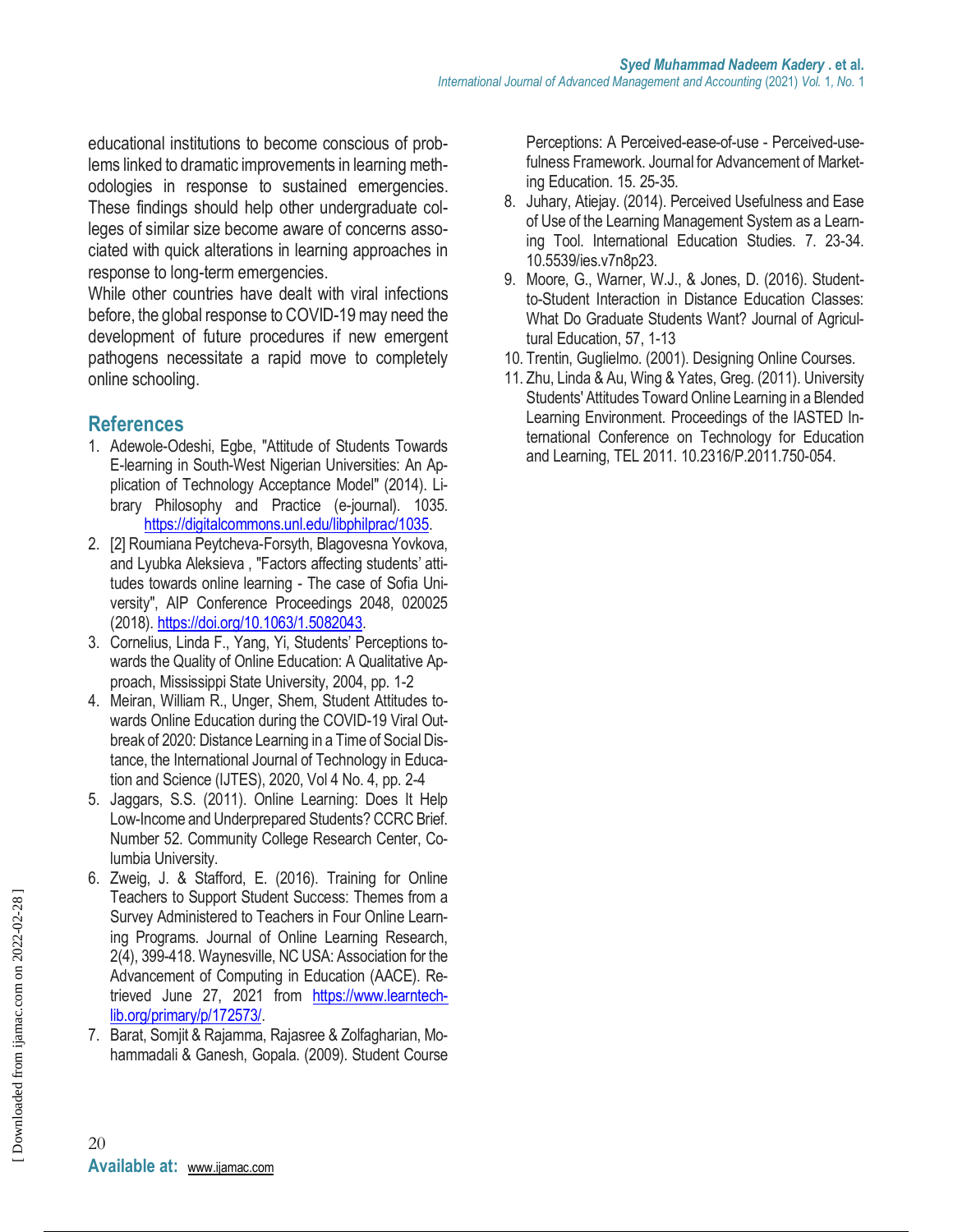educational institutions to become conscious of problems linked to dramatic improvements in learning methodologies in response to sustained emergencies. These findings should help other undergraduate colleges of similar size become aware of concerns associated with quick alterations in learning approaches in response to long-term emergencies.

While other countries have dealt with viral infections before, the global response to COVID-19 may need the development of future procedures if new emergent pathogens necessitate a rapid move to completely online schooling.

## References

1. Adewole-Odeshi, Egbe, "Attitude of Students Towards E-learning in South-West Nigerian Universities: An Application of Technology Acceptance Model" (2014). Library Philosophy and Practice (e-journal). 1035. https://digitalcommons.unl.edu/libphilprac/1035.
2. [2] Roumiana Peytcheva-Forsyth, Blagovesna Yovkova, and Lyubka Aleksieva , "Factors affecting students' attitudes towards online learning - The case of Sofia University", AIP Conference Proceedings 2048, 020025 (2018). https://doi.org/10.1063/1.5082043.
3. Cornelius, Linda F., Yang, Yi, Students' Perceptions towards the Quality of Online Education: A Qualitative Approach, Mississippi State University, 2004, pp. 1-2
4. Meiran, William R., Unger, Shem, Student Attitudes towards Online Education during the COVID-19 Viral Outbreak of 2020: Distance Learning in a Time of Social Distance, the International Journal of Technology in Education and Science (IJTES), 2020, Vol 4 No. 4, pp. 2-4
5. Jaggars, S.S. (2011). Online Learning: Does It Help Low-Income and Underprepared Students? CCRC Brief. Number 52. Community College Research Center, Columbia University.
6. Zweig, J. & Stafford, E. (2016). Training for Online Teachers to Support Student Success: Themes from a Survey Administered to Teachers in Four Online Learning Programs. Journal of Online Learning Research, 2(4), 399-418. Waynesville, NC USA: Association for the Advancement of Computing in Education (AACE). Retrieved June 27, 2021 from https://www.learntechlib.org/primary/p/172573/.
7. Barat, Somjit & Rajamma, Rajasree & Zolfagharian, Mohammadali & Ganesh, Gopala. (2009). Student Course Perceptions: A Perceived-ease-of-use - Perceived-usefulness Framework. Journal for Advancement of Marketing Education. 15. 25-35.
8. Juhary, Atiejay. (2014). Perceived Usefulness and Ease of Use of the Learning Management System as a Learning Tool. International Education Studies. 7. 23-34. 10.5539/ies.v7n8p23.
9. Moore, G., Warner, W.J., & Jones, D. (2016). Student-to-Student Interaction in Distance Education Classes: What Do Graduate Students Want? Journal of Agricultural Education, 57, 1-13
10. Trentin, Guglielmo. (2001). Designing Online Courses.
11. Zhu, Linda & Au, Wing & Yates, Greg. (2011). University Students' Attitudes Toward Online Learning in a Blended Learning Environment. Proceedings of the IASTED International Conference on Technology for Education and Learning, TEL 2011. 10.2316/P.2011.750-054.